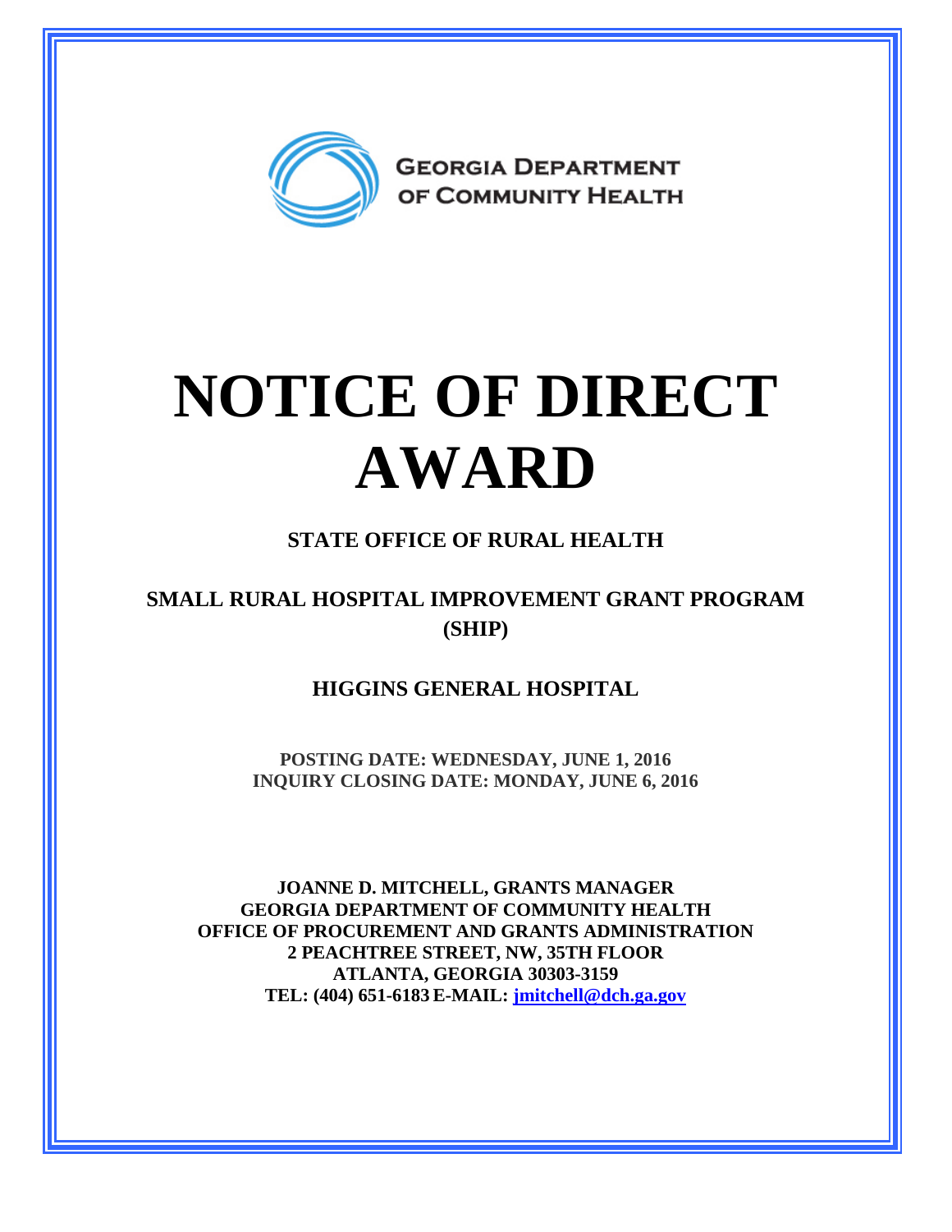GEORGIA DEPARTMENT OF COMMUNITY HEALTH

# NOTICE OF DIRECT AWARD

## STATE OFFICE OF RURAL HEALTH

## SMALL RURAL HOSPITAL IMPROVEMENT GRANT PROGRAM (SHIP)

## HIGGINS GENERAL HOSPITAL

**POSTING DATE: WEDNESDAY, JUNE 1, 2016**
**INQUIRY CLOSING DATE: MONDAY, JUNE 6, 2016**

**JOANNE D. MITCHELL, GRANTS MANAGER**
**GEORGIA DEPARTMENT OF COMMUNITY HEALTH**
**OFFICE OF PROCUREMENT AND GRANTS ADMINISTRATION**
**2 PEACHTREE STREET, NW, 35TH FLOOR**
**ATLANTA, GEORGIA 30303-3159**
**TEL: (404) 651-6183 E-MAIL: jmitchell@dch.ga.gov**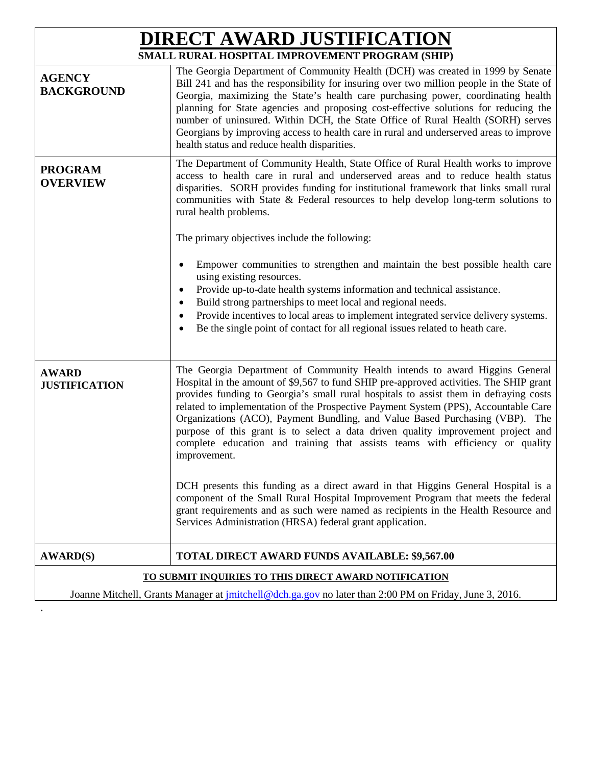# DIRECT AWARD JUSTIFICATION

**SMALL RURAL HOSPITAL IMPROVEMENT PROGRAM (SHIP)**

| | |
|---|---|
| **AGENCY BACKGROUND** | The Georgia Department of Community Health (DCH) was created in 1999 by Senate Bill 241 and has the responsibility for insuring over two million people in the State of Georgia, maximizing the State's health care purchasing power, coordinating health planning for State agencies and proposing cost-effective solutions for reducing the number of uninsured. Within DCH, the State Office of Rural Health (SORH) serves Georgians by improving access to health care in rural and underserved areas to improve health status and reduce health disparities. |
| **PROGRAM OVERVIEW** | The Department of Community Health, State Office of Rural Health works to improve access to health care in rural and underserved areas and to reduce health status disparities. SORH provides funding for institutional framework that links small rural communities with State & Federal resources to help develop long-term solutions to rural health problems.<br><br>The primary objectives include the following:<br><br>• Empower communities to strengthen and maintain the best possible health care using existing resources.<br>• Provide up-to-date health systems information and technical assistance.<br>• Build strong partnerships to meet local and regional needs.<br>• Provide incentives to local areas to implement integrated service delivery systems.<br>• Be the single point of contact for all regional issues related to heath care. |
| **AWARD JUSTIFICATION** | The Georgia Department of Community Health intends to award Higgins General Hospital in the amount of $9,567 to fund SHIP pre-approved activities. The SHIP grant provides funding to Georgia's small rural hospitals to assist them in defraying costs related to implementation of the Prospective Payment System (PPS), Accountable Care Organizations (ACO), Payment Bundling, and Value Based Purchasing (VBP). The purpose of this grant is to select a data driven quality improvement project and complete education and training that assists teams with efficiency or quality improvement.<br><br>DCH presents this funding as a direct award in that Higgins General Hospital is a component of the Small Rural Hospital Improvement Program that meets the federal grant requirements and as such were named as recipients in the Health Resource and Services Administration (HRSA) federal grant application. |
| **AWARD(S)** | **TOTAL DIRECT AWARD FUNDS AVAILABLE: $9,567.00** |

**TO SUBMIT INQUIRIES TO THIS DIRECT AWARD NOTIFICATION**

Joanne Mitchell, Grants Manager at jmitchell@dch.ga.gov no later than 2:00 PM on Friday, June 3, 2016.